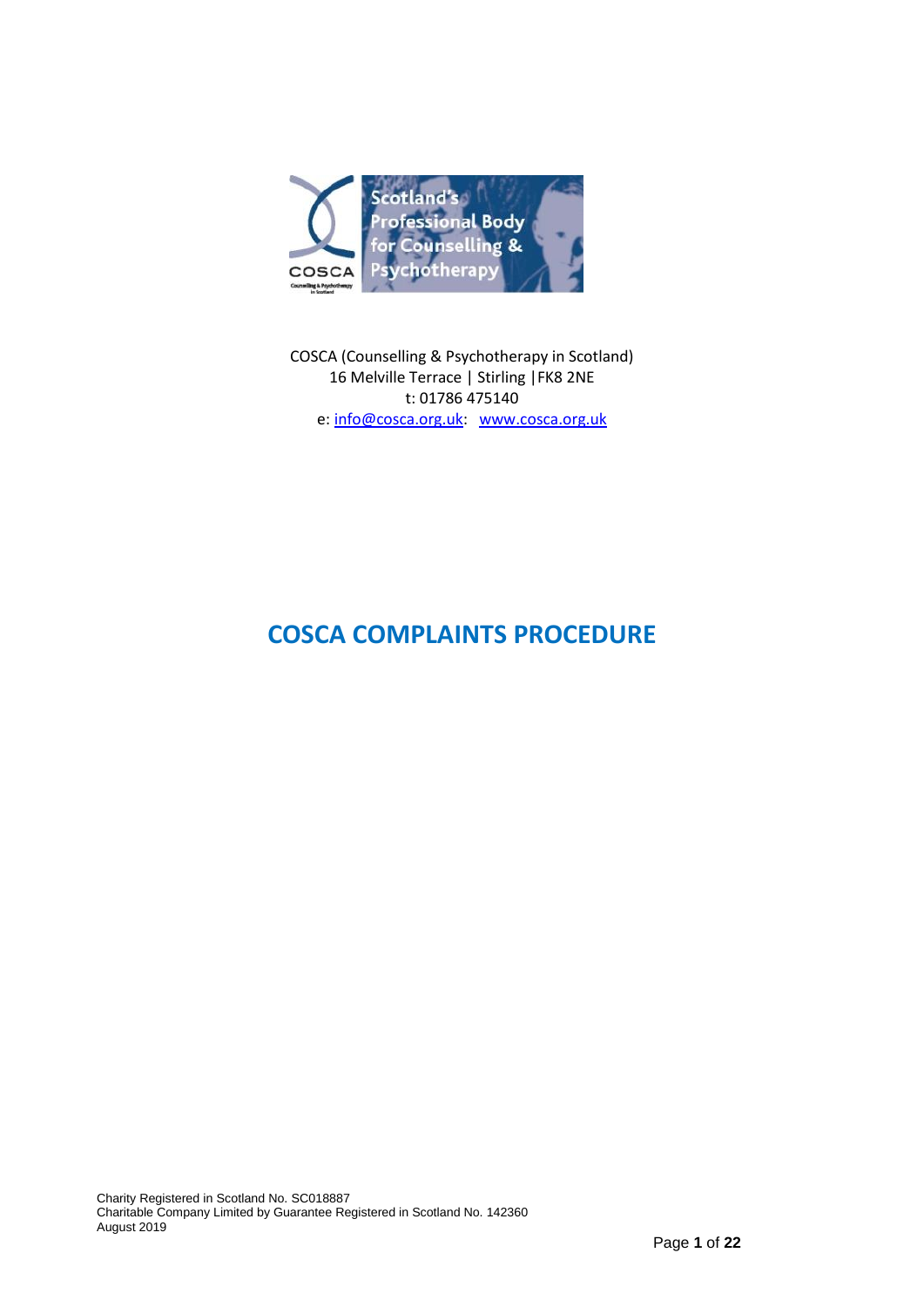COSCA (Counselling & Psychotherapy in Scotland)
16 Melville Terrace | Stirling | FK8 2NE
t: 01786 475140
e: info@cosca.org.uk: www.cosca.org.uk

# COSCA COMPLAINTS PROCEDURE

Charity Registered in Scotland No. SC018887
Charitable Company Limited by Guarantee Registered in Scotland No. 142360
August 2019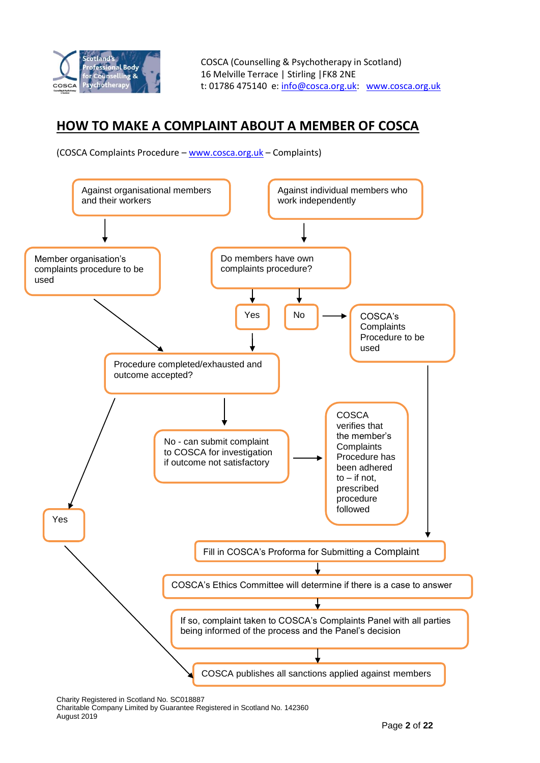COSCA (Counselling & Psychotherapy in Scotland)
16 Melville Terrace | Stirling | FK8 2NE
t: 01786 475140 e: info@cosca.org.uk: www.cosca.org.uk

# HOW TO MAKE A COMPLAINT ABOUT A MEMBER OF COSCA

(COSCA Complaints Procedure – www.cosca.org.uk – Complaints)

Against organisational members and their workers

Against individual members who work independently

Member organisation's complaints procedure to be used

Do members have own complaints procedure?

Yes

No

COSCA's Complaints Procedure to be used

Procedure completed/exhausted and outcome accepted?

No - can submit complaint to COSCA for investigation if outcome not satisfactory

COSCA verifies that the member's Complaints Procedure has been adhered to – if not, prescribed procedure followed

Yes

Fill in COSCA's Proforma for Submitting a Complaint

COSCA's Ethics Committee will determine if there is a case to answer

If so, complaint taken to COSCA's Complaints Panel with all parties being informed of the process and the Panel's decision

COSCA publishes all sanctions applied against members

Charity Registered in Scotland No. SC018887
Charitable Company Limited by Guarantee Registered in Scotland No. 142360
August 2019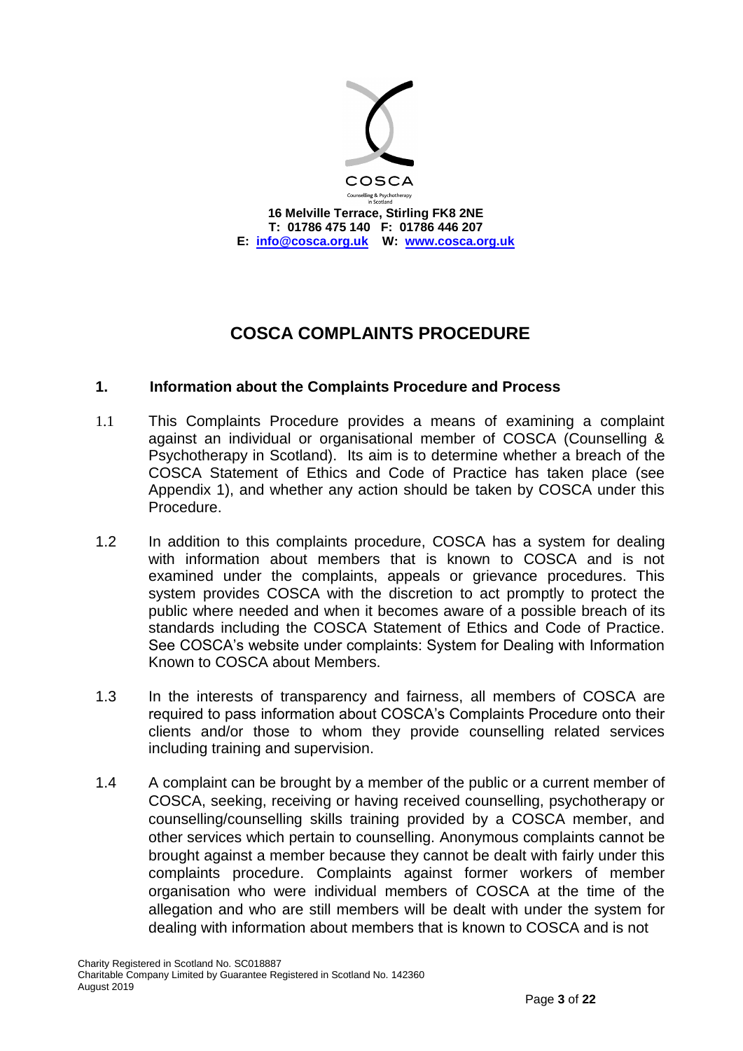COSCA

Counselling & Psychotherapy in Scotland

**16 Melville Terrace, Stirling FK8 2NE**
**T: 01786 475 140 F: 01786 446 207**
**E: info@cosca.org.uk W: www.cosca.org.uk**

# COSCA COMPLAINTS PROCEDURE

## 1. Information about the Complaints Procedure and Process

1.1 This Complaints Procedure provides a means of examining a complaint against an individual or organisational member of COSCA (Counselling & Psychotherapy in Scotland). Its aim is to determine whether a breach of the COSCA Statement of Ethics and Code of Practice has taken place (see Appendix 1), and whether any action should be taken by COSCA under this Procedure.

1.2 In addition to this complaints procedure, COSCA has a system for dealing with information about members that is known to COSCA and is not examined under the complaints, appeals or grievance procedures. This system provides COSCA with the discretion to act promptly to protect the public where needed and when it becomes aware of a possible breach of its standards including the COSCA Statement of Ethics and Code of Practice. See COSCA's website under complaints: System for Dealing with Information Known to COSCA about Members.

1.3 In the interests of transparency and fairness, all members of COSCA are required to pass information about COSCA's Complaints Procedure onto their clients and/or those to whom they provide counselling related services including training and supervision.

1.4 A complaint can be brought by a member of the public or a current member of COSCA, seeking, receiving or having received counselling, psychotherapy or counselling/counselling skills training provided by a COSCA member, and other services which pertain to counselling. Anonymous complaints cannot be brought against a member because they cannot be dealt with fairly under this complaints procedure. Complaints against former workers of member organisation who were individual members of COSCA at the time of the allegation and who are still members will be dealt with under the system for dealing with information about members that is known to COSCA and is not

Charity Registered in Scotland No. SC018887
Charitable Company Limited by Guarantee Registered in Scotland No. 142360
August 2019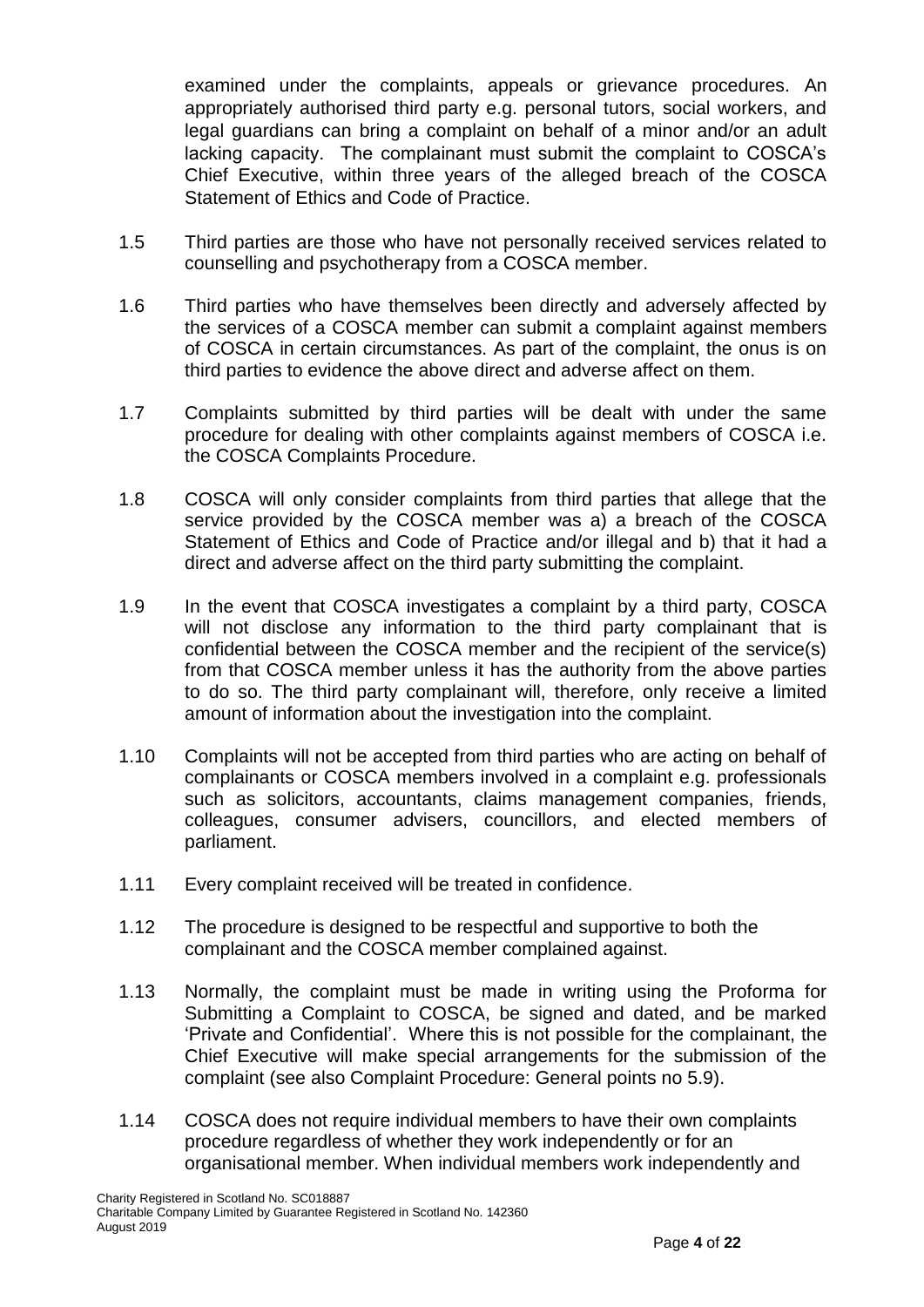examined under the complaints, appeals or grievance procedures. An appropriately authorised third party e.g. personal tutors, social workers, and legal guardians can bring a complaint on behalf of a minor and/or an adult lacking capacity. The complainant must submit the complaint to COSCA's Chief Executive, within three years of the alleged breach of the COSCA Statement of Ethics and Code of Practice.

1.5 Third parties are those who have not personally received services related to counselling and psychotherapy from a COSCA member.

1.6 Third parties who have themselves been directly and adversely affected by the services of a COSCA member can submit a complaint against members of COSCA in certain circumstances. As part of the complaint, the onus is on third parties to evidence the above direct and adverse affect on them.

1.7 Complaints submitted by third parties will be dealt with under the same procedure for dealing with other complaints against members of COSCA i.e. the COSCA Complaints Procedure.

1.8 COSCA will only consider complaints from third parties that allege that the service provided by the COSCA member was a) a breach of the COSCA Statement of Ethics and Code of Practice and/or illegal and b) that it had a direct and adverse affect on the third party submitting the complaint.

1.9 In the event that COSCA investigates a complaint by a third party, COSCA will not disclose any information to the third party complainant that is confidential between the COSCA member and the recipient of the service(s) from that COSCA member unless it has the authority from the above parties to do so. The third party complainant will, therefore, only receive a limited amount of information about the investigation into the complaint.

1.10 Complaints will not be accepted from third parties who are acting on behalf of complainants or COSCA members involved in a complaint e.g. professionals such as solicitors, accountants, claims management companies, friends, colleagues, consumer advisers, councillors, and elected members of parliament.

1.11 Every complaint received will be treated in confidence.

1.12 The procedure is designed to be respectful and supportive to both the complainant and the COSCA member complained against.

1.13 Normally, the complaint must be made in writing using the Proforma for Submitting a Complaint to COSCA, be signed and dated, and be marked 'Private and Confidential'. Where this is not possible for the complainant, the Chief Executive will make special arrangements for the submission of the complaint (see also Complaint Procedure: General points no 5.9).

1.14 COSCA does not require individual members to have their own complaints procedure regardless of whether they work independently or for an organisational member. When individual members work independently and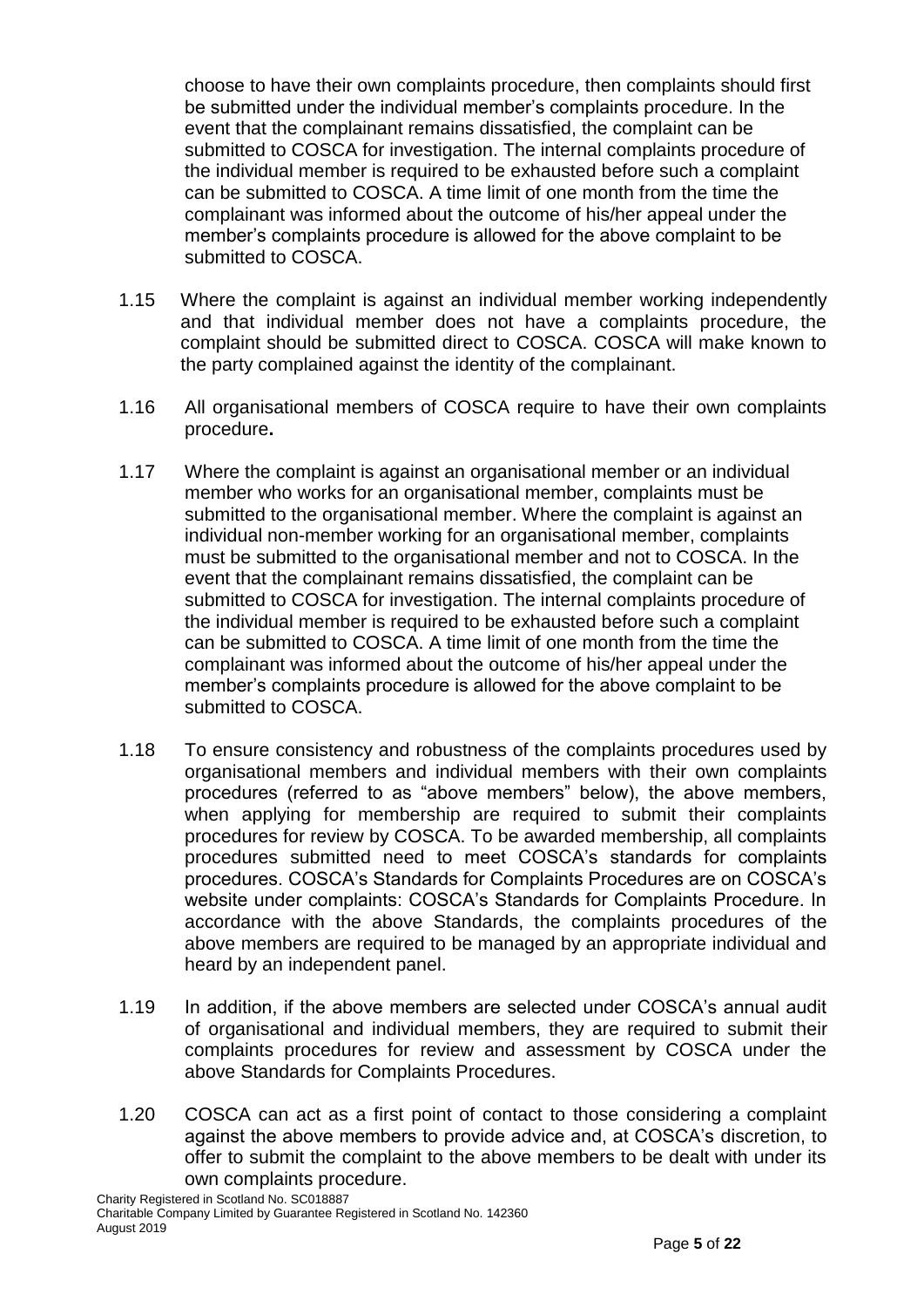choose to have their own complaints procedure, then complaints should first be submitted under the individual member's complaints procedure. In the event that the complainant remains dissatisfied, the complaint can be submitted to COSCA for investigation. The internal complaints procedure of the individual member is required to be exhausted before such a complaint can be submitted to COSCA. A time limit of one month from the time the complainant was informed about the outcome of his/her appeal under the member's complaints procedure is allowed for the above complaint to be submitted to COSCA.

1.15 Where the complaint is against an individual member working independently and that individual member does not have a complaints procedure, the complaint should be submitted direct to COSCA. COSCA will make known to the party complained against the identity of the complainant.

1.16 All organisational members of COSCA require to have their own complaints procedure**.**

1.17 Where the complaint is against an organisational member or an individual member who works for an organisational member, complaints must be submitted to the organisational member. Where the complaint is against an individual non-member working for an organisational member, complaints must be submitted to the organisational member and not to COSCA. In the event that the complainant remains dissatisfied, the complaint can be submitted to COSCA for investigation. The internal complaints procedure of the individual member is required to be exhausted before such a complaint can be submitted to COSCA. A time limit of one month from the time the complainant was informed about the outcome of his/her appeal under the member's complaints procedure is allowed for the above complaint to be submitted to COSCA.

1.18 To ensure consistency and robustness of the complaints procedures used by organisational members and individual members with their own complaints procedures (referred to as "above members" below), the above members, when applying for membership are required to submit their complaints procedures for review by COSCA. To be awarded membership, all complaints procedures submitted need to meet COSCA's standards for complaints procedures. COSCA's Standards for Complaints Procedures are on COSCA's website under complaints: COSCA's Standards for Complaints Procedure. In accordance with the above Standards, the complaints procedures of the above members are required to be managed by an appropriate individual and heard by an independent panel.

1.19 In addition, if the above members are selected under COSCA's annual audit of organisational and individual members, they are required to submit their complaints procedures for review and assessment by COSCA under the above Standards for Complaints Procedures.

1.20 COSCA can act as a first point of contact to those considering a complaint against the above members to provide advice and, at COSCA's discretion, to offer to submit the complaint to the above members to be dealt with under its own complaints procedure.

Charity Registered in Scotland No. SC018887
Charitable Company Limited by Guarantee Registered in Scotland No. 142360
August 2019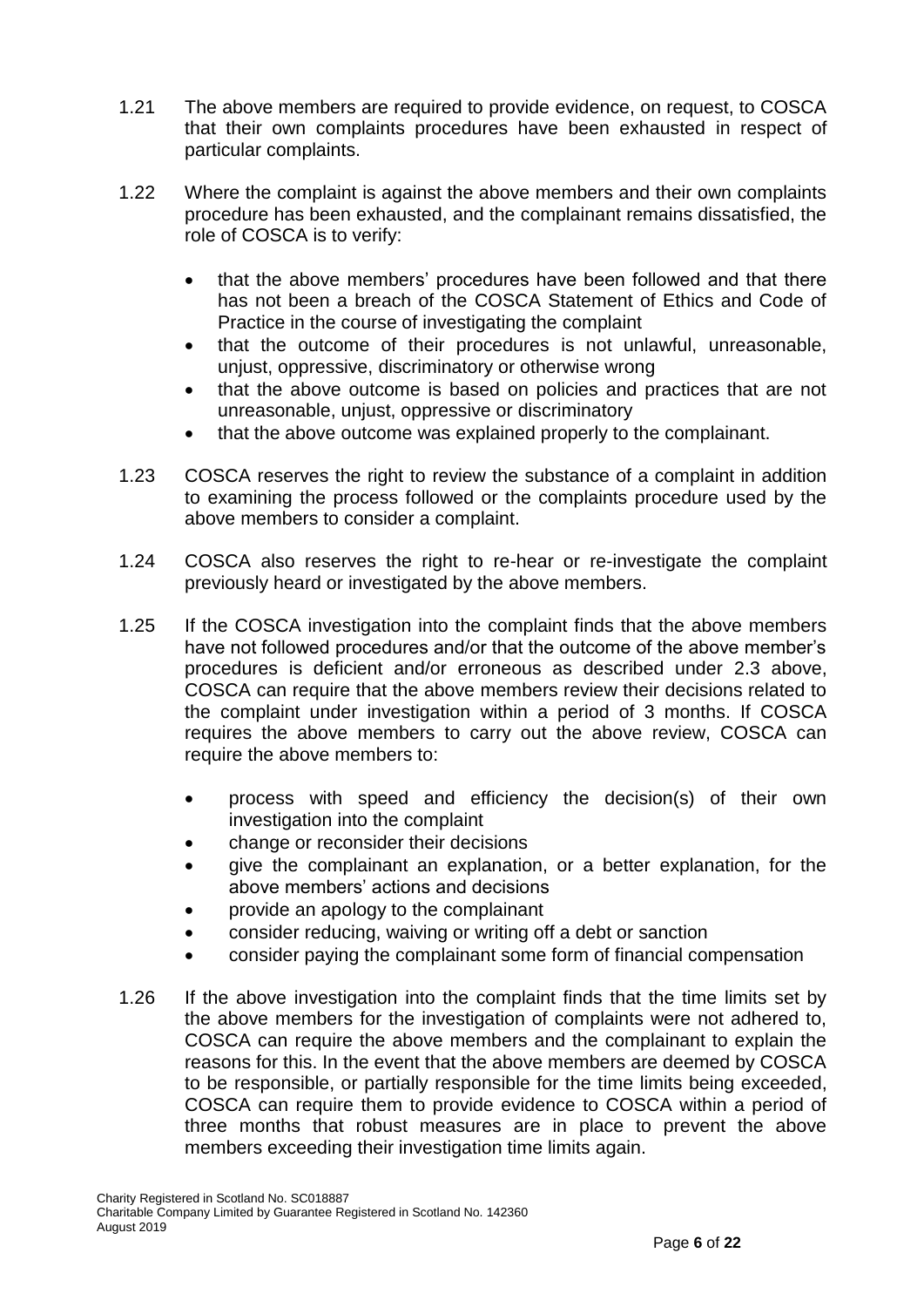1.21 The above members are required to provide evidence, on request, to COSCA that their own complaints procedures have been exhausted in respect of particular complaints.

1.22 Where the complaint is against the above members and their own complaints procedure has been exhausted, and the complainant remains dissatisfied, the role of COSCA is to verify:

- that the above members' procedures have been followed and that there has not been a breach of the COSCA Statement of Ethics and Code of Practice in the course of investigating the complaint
- that the outcome of their procedures is not unlawful, unreasonable, unjust, oppressive, discriminatory or otherwise wrong
- that the above outcome is based on policies and practices that are not unreasonable, unjust, oppressive or discriminatory
- that the above outcome was explained properly to the complainant.

1.23 COSCA reserves the right to review the substance of a complaint in addition to examining the process followed or the complaints procedure used by the above members to consider a complaint.

1.24 COSCA also reserves the right to re-hear or re-investigate the complaint previously heard or investigated by the above members.

1.25 If the COSCA investigation into the complaint finds that the above members have not followed procedures and/or that the outcome of the above member's procedures is deficient and/or erroneous as described under 2.3 above, COSCA can require that the above members review their decisions related to the complaint under investigation within a period of 3 months. If COSCA requires the above members to carry out the above review, COSCA can require the above members to:

- process with speed and efficiency the decision(s) of their own investigation into the complaint
- change or reconsider their decisions
- give the complainant an explanation, or a better explanation, for the above members' actions and decisions
- provide an apology to the complainant
- consider reducing, waiving or writing off a debt or sanction
- consider paying the complainant some form of financial compensation

1.26 If the above investigation into the complaint finds that the time limits set by the above members for the investigation of complaints were not adhered to, COSCA can require the above members and the complainant to explain the reasons for this. In the event that the above members are deemed by COSCA to be responsible, or partially responsible for the time limits being exceeded, COSCA can require them to provide evidence to COSCA within a period of three months that robust measures are in place to prevent the above members exceeding their investigation time limits again.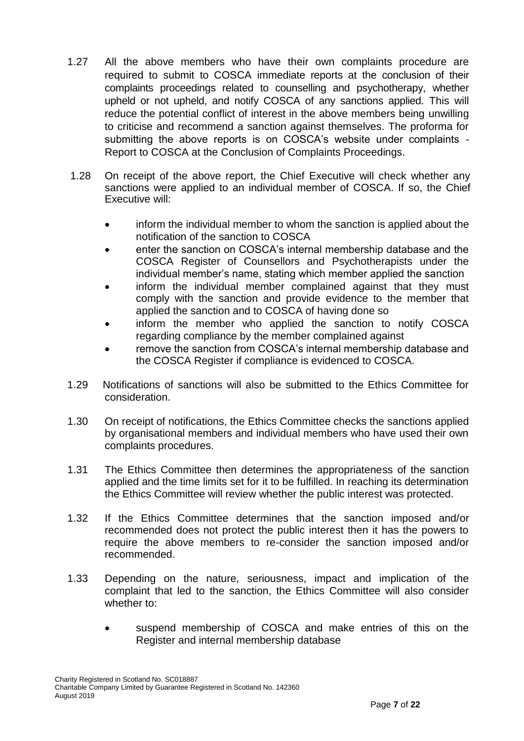1.27 All the above members who have their own complaints procedure are required to submit to COSCA immediate reports at the conclusion of their complaints proceedings related to counselling and psychotherapy, whether upheld or not upheld, and notify COSCA of any sanctions applied. This will reduce the potential conflict of interest in the above members being unwilling to criticise and recommend a sanction against themselves. The proforma for submitting the above reports is on COSCA's website under complaints - Report to COSCA at the Conclusion of Complaints Proceedings.

1.28 On receipt of the above report, the Chief Executive will check whether any sanctions were applied to an individual member of COSCA. If so, the Chief Executive will:

- inform the individual member to whom the sanction is applied about the notification of the sanction to COSCA
- enter the sanction on COSCA's internal membership database and the COSCA Register of Counsellors and Psychotherapists under the individual member's name, stating which member applied the sanction
- inform the individual member complained against that they must comply with the sanction and provide evidence to the member that applied the sanction and to COSCA of having done so
- inform the member who applied the sanction to notify COSCA regarding compliance by the member complained against
- remove the sanction from COSCA's internal membership database and the COSCA Register if compliance is evidenced to COSCA.

1.29 Notifications of sanctions will also be submitted to the Ethics Committee for consideration.

1.30 On receipt of notifications, the Ethics Committee checks the sanctions applied by organisational members and individual members who have used their own complaints procedures.

1.31 The Ethics Committee then determines the appropriateness of the sanction applied and the time limits set for it to be fulfilled. In reaching its determination the Ethics Committee will review whether the public interest was protected.

1.32 If the Ethics Committee determines that the sanction imposed and/or recommended does not protect the public interest then it has the powers to require the above members to re-consider the sanction imposed and/or recommended.

1.33 Depending on the nature, seriousness, impact and implication of the complaint that led to the sanction, the Ethics Committee will also consider whether to:

- suspend membership of COSCA and make entries of this on the Register and internal membership database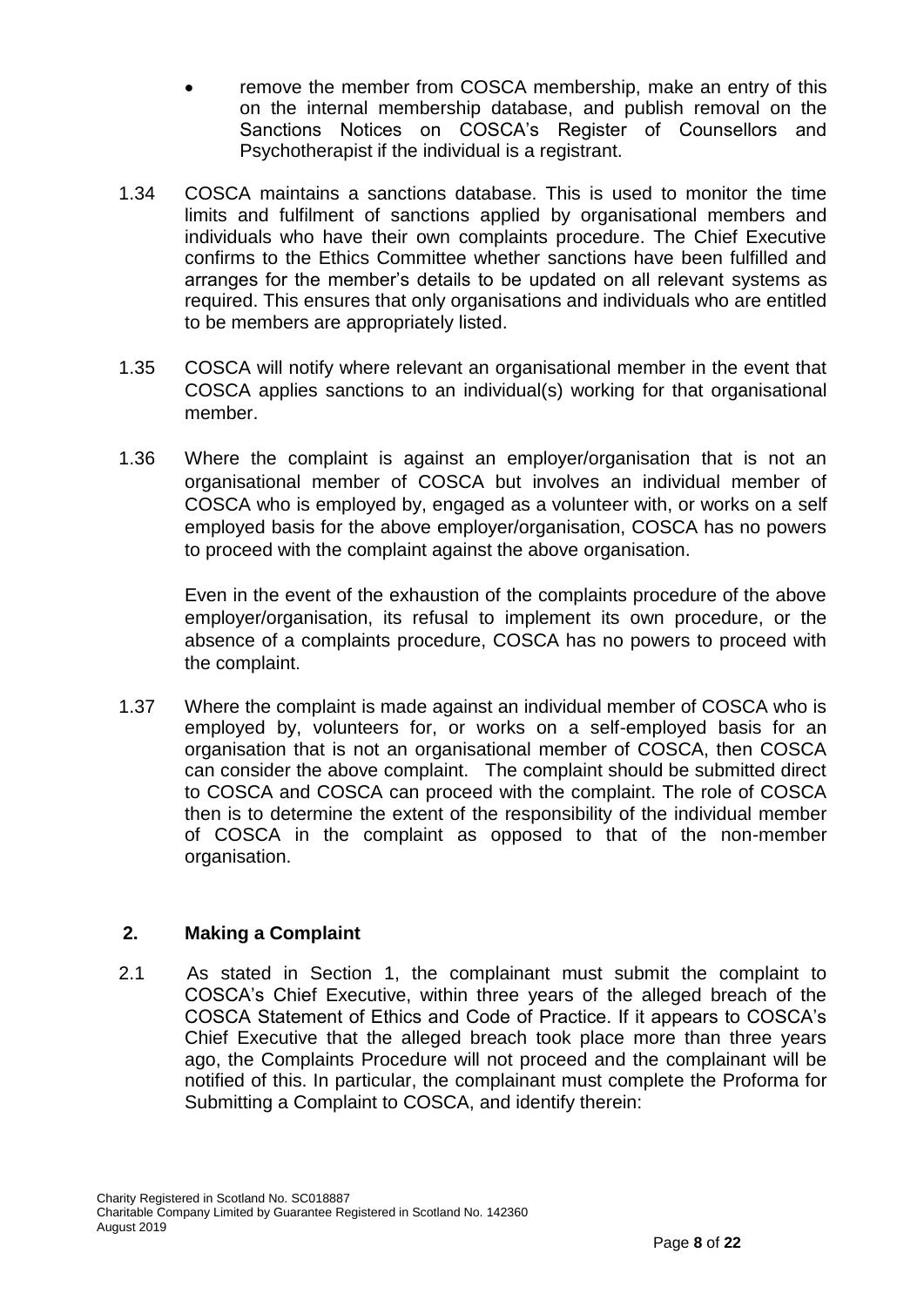- remove the member from COSCA membership, make an entry of this on the internal membership database, and publish removal on the Sanctions Notices on COSCA's Register of Counsellors and Psychotherapist if the individual is a registrant.

1.34 COSCA maintains a sanctions database. This is used to monitor the time limits and fulfilment of sanctions applied by organisational members and individuals who have their own complaints procedure. The Chief Executive confirms to the Ethics Committee whether sanctions have been fulfilled and arranges for the member's details to be updated on all relevant systems as required. This ensures that only organisations and individuals who are entitled to be members are appropriately listed.

1.35 COSCA will notify where relevant an organisational member in the event that COSCA applies sanctions to an individual(s) working for that organisational member.

1.36 Where the complaint is against an employer/organisation that is not an organisational member of COSCA but involves an individual member of COSCA who is employed by, engaged as a volunteer with, or works on a self employed basis for the above employer/organisation, COSCA has no powers to proceed with the complaint against the above organisation.

Even in the event of the exhaustion of the complaints procedure of the above employer/organisation, its refusal to implement its own procedure, or the absence of a complaints procedure, COSCA has no powers to proceed with the complaint.

1.37 Where the complaint is made against an individual member of COSCA who is employed by, volunteers for, or works on a self-employed basis for an organisation that is not an organisational member of COSCA, then COSCA can consider the above complaint. The complaint should be submitted direct to COSCA and COSCA can proceed with the complaint. The role of COSCA then is to determine the extent of the responsibility of the individual member of COSCA in the complaint as opposed to that of the non-member organisation.

## 2. Making a Complaint

2.1 As stated in Section 1, the complainant must submit the complaint to COSCA's Chief Executive, within three years of the alleged breach of the COSCA Statement of Ethics and Code of Practice. If it appears to COSCA's Chief Executive that the alleged breach took place more than three years ago, the Complaints Procedure will not proceed and the complainant will be notified of this. In particular, the complainant must complete the Proforma for Submitting a Complaint to COSCA, and identify therein: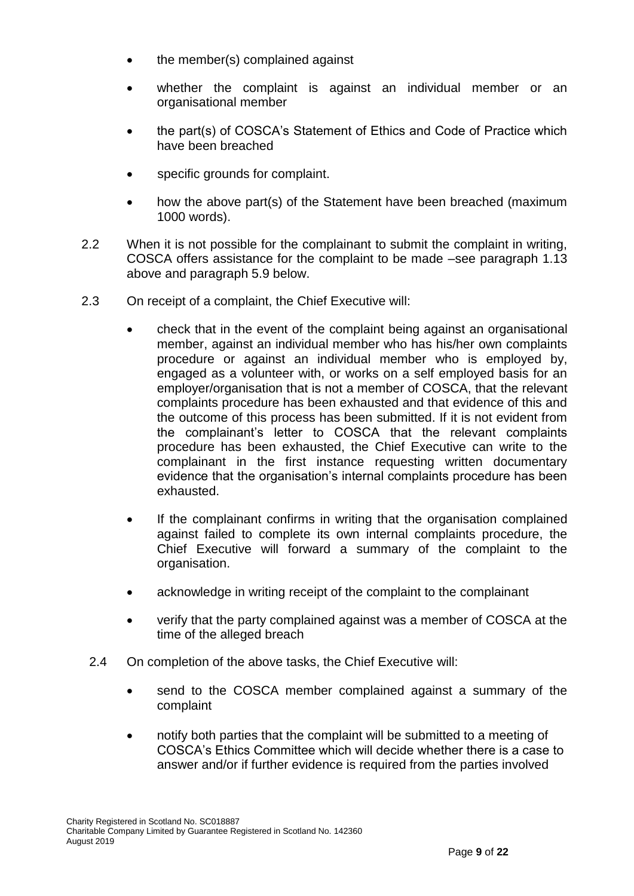- the member(s) complained against
- whether the complaint is against an individual member or an organisational member
- the part(s) of COSCA's Statement of Ethics and Code of Practice which have been breached
- specific grounds for complaint.
- how the above part(s) of the Statement have been breached (maximum 1000 words).

2.2 When it is not possible for the complainant to submit the complaint in writing, COSCA offers assistance for the complaint to be made –see paragraph 1.13 above and paragraph 5.9 below.

2.3 On receipt of a complaint, the Chief Executive will:

- check that in the event of the complaint being against an organisational member, against an individual member who has his/her own complaints procedure or against an individual member who is employed by, engaged as a volunteer with, or works on a self employed basis for an employer/organisation that is not a member of COSCA, that the relevant complaints procedure has been exhausted and that evidence of this and the outcome of this process has been submitted. If it is not evident from the complainant's letter to COSCA that the relevant complaints procedure has been exhausted, the Chief Executive can write to the complainant in the first instance requesting written documentary evidence that the organisation's internal complaints procedure has been exhausted.
- If the complainant confirms in writing that the organisation complained against failed to complete its own internal complaints procedure, the Chief Executive will forward a summary of the complaint to the organisation.
- acknowledge in writing receipt of the complaint to the complainant
- verify that the party complained against was a member of COSCA at the time of the alleged breach

2.4 On completion of the above tasks, the Chief Executive will:

- send to the COSCA member complained against a summary of the complaint
- notify both parties that the complaint will be submitted to a meeting of COSCA's Ethics Committee which will decide whether there is a case to answer and/or if further evidence is required from the parties involved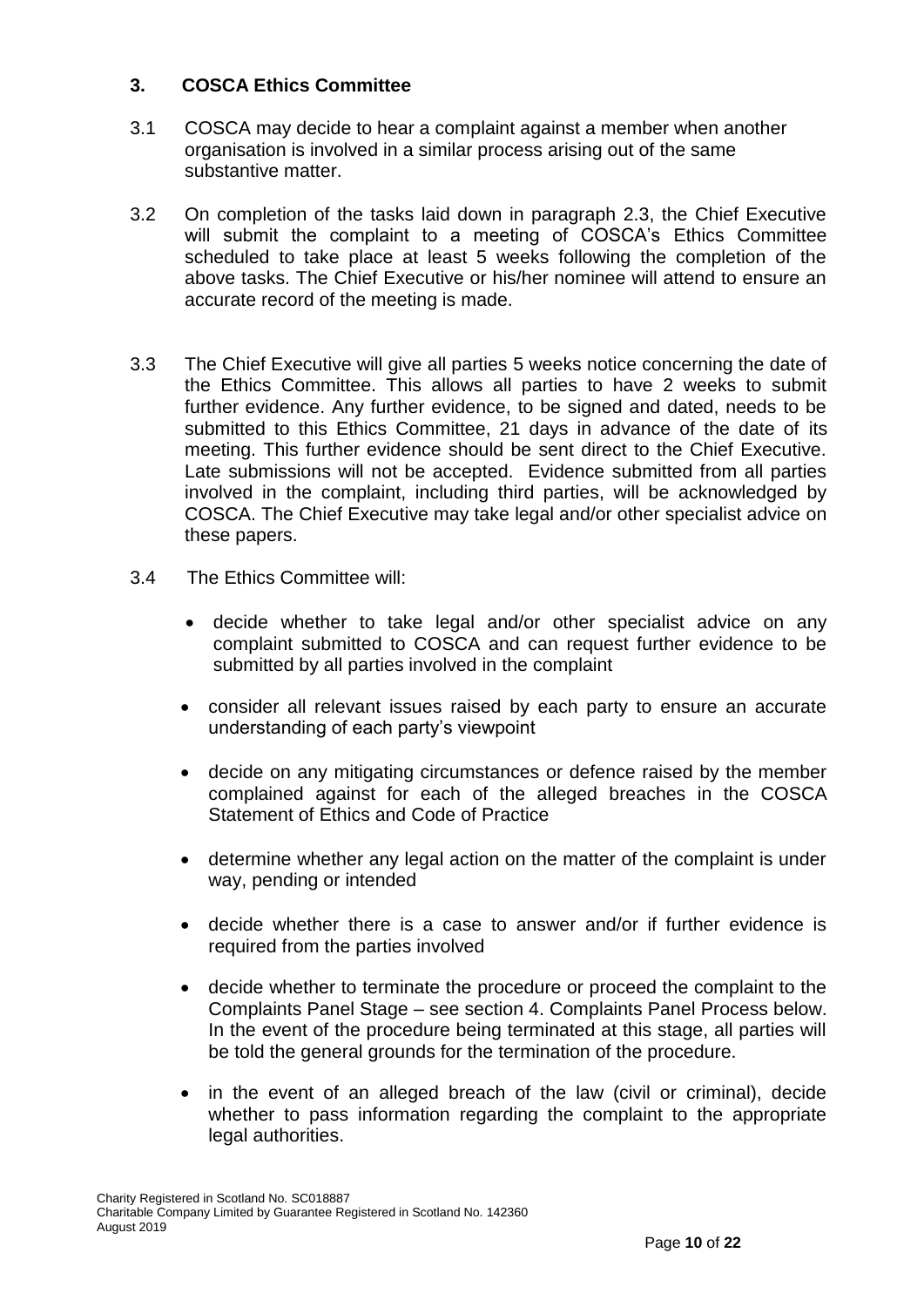## 3. COSCA Ethics Committee

3.1 COSCA may decide to hear a complaint against a member when another organisation is involved in a similar process arising out of the same substantive matter.

3.2 On completion of the tasks laid down in paragraph 2.3, the Chief Executive will submit the complaint to a meeting of COSCA's Ethics Committee scheduled to take place at least 5 weeks following the completion of the above tasks. The Chief Executive or his/her nominee will attend to ensure an accurate record of the meeting is made.

3.3 The Chief Executive will give all parties 5 weeks notice concerning the date of the Ethics Committee. This allows all parties to have 2 weeks to submit further evidence. Any further evidence, to be signed and dated, needs to be submitted to this Ethics Committee, 21 days in advance of the date of its meeting. This further evidence should be sent direct to the Chief Executive. Late submissions will not be accepted. Evidence submitted from all parties involved in the complaint, including third parties, will be acknowledged by COSCA. The Chief Executive may take legal and/or other specialist advice on these papers.

3.4 The Ethics Committee will:

- decide whether to take legal and/or other specialist advice on any complaint submitted to COSCA and can request further evidence to be submitted by all parties involved in the complaint
- consider all relevant issues raised by each party to ensure an accurate understanding of each party's viewpoint
- decide on any mitigating circumstances or defence raised by the member complained against for each of the alleged breaches in the COSCA Statement of Ethics and Code of Practice
- determine whether any legal action on the matter of the complaint is under way, pending or intended
- decide whether there is a case to answer and/or if further evidence is required from the parties involved
- decide whether to terminate the procedure or proceed the complaint to the Complaints Panel Stage – see section 4. Complaints Panel Process below. In the event of the procedure being terminated at this stage, all parties will be told the general grounds for the termination of the procedure.
- in the event of an alleged breach of the law (civil or criminal), decide whether to pass information regarding the complaint to the appropriate legal authorities.

Charity Registered in Scotland No. SC018887
Charitable Company Limited by Guarantee Registered in Scotland No. 142360
August 2019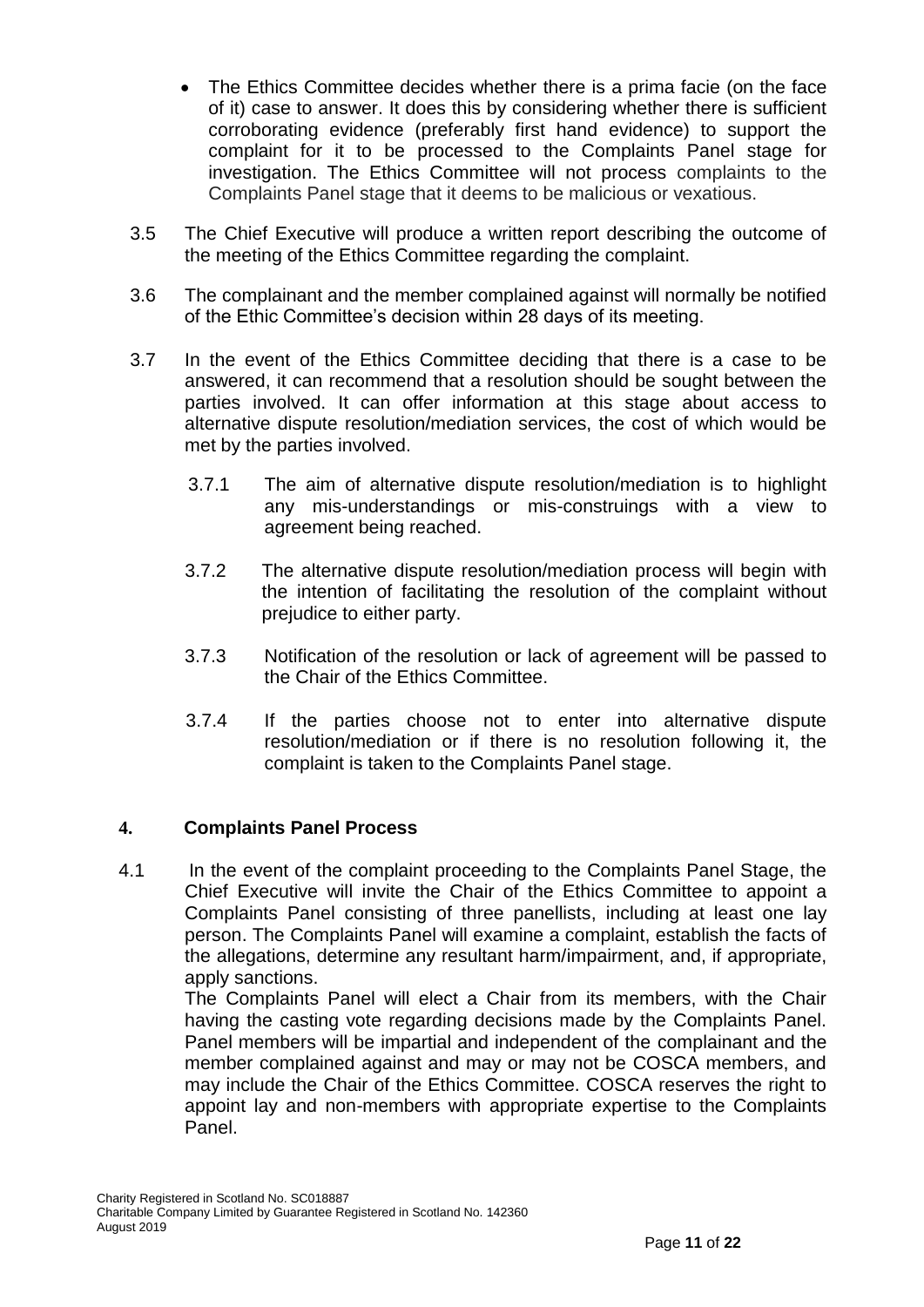- The Ethics Committee decides whether there is a prima facie (on the face of it) case to answer. It does this by considering whether there is sufficient corroborating evidence (preferably first hand evidence) to support the complaint for it to be processed to the Complaints Panel stage for investigation. The Ethics Committee will not process complaints to the Complaints Panel stage that it deems to be malicious or vexatious.

3.5 The Chief Executive will produce a written report describing the outcome of the meeting of the Ethics Committee regarding the complaint.

3.6 The complainant and the member complained against will normally be notified of the Ethic Committee's decision within 28 days of its meeting.

3.7 In the event of the Ethics Committee deciding that there is a case to be answered, it can recommend that a resolution should be sought between the parties involved. It can offer information at this stage about access to alternative dispute resolution/mediation services, the cost of which would be met by the parties involved.

3.7.1 The aim of alternative dispute resolution/mediation is to highlight any mis-understandings or mis-construings with a view to agreement being reached.

3.7.2 The alternative dispute resolution/mediation process will begin with the intention of facilitating the resolution of the complaint without prejudice to either party.

3.7.3 Notification of the resolution or lack of agreement will be passed to the Chair of the Ethics Committee.

3.7.4 If the parties choose not to enter into alternative dispute resolution/mediation or if there is no resolution following it, the complaint is taken to the Complaints Panel stage.

## 4. Complaints Panel Process

4.1 In the event of the complaint proceeding to the Complaints Panel Stage, the Chief Executive will invite the Chair of the Ethics Committee to appoint a Complaints Panel consisting of three panellists, including at least one lay person. The Complaints Panel will examine a complaint, establish the facts of the allegations, determine any resultant harm/impairment, and, if appropriate, apply sanctions.

The Complaints Panel will elect a Chair from its members, with the Chair having the casting vote regarding decisions made by the Complaints Panel. Panel members will be impartial and independent of the complainant and the member complained against and may or may not be COSCA members, and may include the Chair of the Ethics Committee. COSCA reserves the right to appoint lay and non-members with appropriate expertise to the Complaints Panel.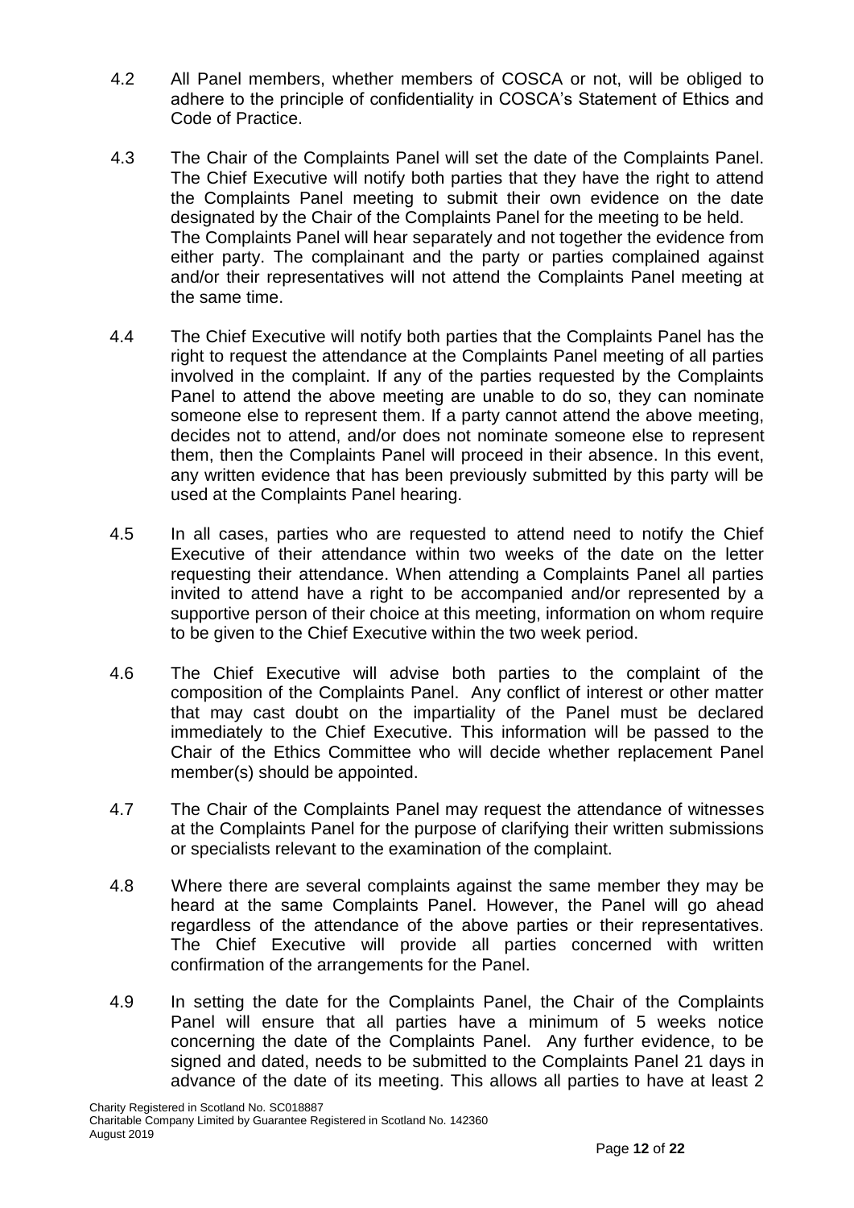4.2 All Panel members, whether members of COSCA or not, will be obliged to adhere to the principle of confidentiality in COSCA's Statement of Ethics and Code of Practice.

4.3 The Chair of the Complaints Panel will set the date of the Complaints Panel. The Chief Executive will notify both parties that they have the right to attend the Complaints Panel meeting to submit their own evidence on the date designated by the Chair of the Complaints Panel for the meeting to be held. The Complaints Panel will hear separately and not together the evidence from either party. The complainant and the party or parties complained against and/or their representatives will not attend the Complaints Panel meeting at the same time.

4.4 The Chief Executive will notify both parties that the Complaints Panel has the right to request the attendance at the Complaints Panel meeting of all parties involved in the complaint. If any of the parties requested by the Complaints Panel to attend the above meeting are unable to do so, they can nominate someone else to represent them. If a party cannot attend the above meeting, decides not to attend, and/or does not nominate someone else to represent them, then the Complaints Panel will proceed in their absence. In this event, any written evidence that has been previously submitted by this party will be used at the Complaints Panel hearing.

4.5 In all cases, parties who are requested to attend need to notify the Chief Executive of their attendance within two weeks of the date on the letter requesting their attendance. When attending a Complaints Panel all parties invited to attend have a right to be accompanied and/or represented by a supportive person of their choice at this meeting, information on whom require to be given to the Chief Executive within the two week period.

4.6 The Chief Executive will advise both parties to the complaint of the composition of the Complaints Panel. Any conflict of interest or other matter that may cast doubt on the impartiality of the Panel must be declared immediately to the Chief Executive. This information will be passed to the Chair of the Ethics Committee who will decide whether replacement Panel member(s) should be appointed.

4.7 The Chair of the Complaints Panel may request the attendance of witnesses at the Complaints Panel for the purpose of clarifying their written submissions or specialists relevant to the examination of the complaint.

4.8 Where there are several complaints against the same member they may be heard at the same Complaints Panel. However, the Panel will go ahead regardless of the attendance of the above parties or their representatives. The Chief Executive will provide all parties concerned with written confirmation of the arrangements for the Panel.

4.9 In setting the date for the Complaints Panel, the Chair of the Complaints Panel will ensure that all parties have a minimum of 5 weeks notice concerning the date of the Complaints Panel. Any further evidence, to be signed and dated, needs to be submitted to the Complaints Panel 21 days in advance of the date of its meeting. This allows all parties to have at least 2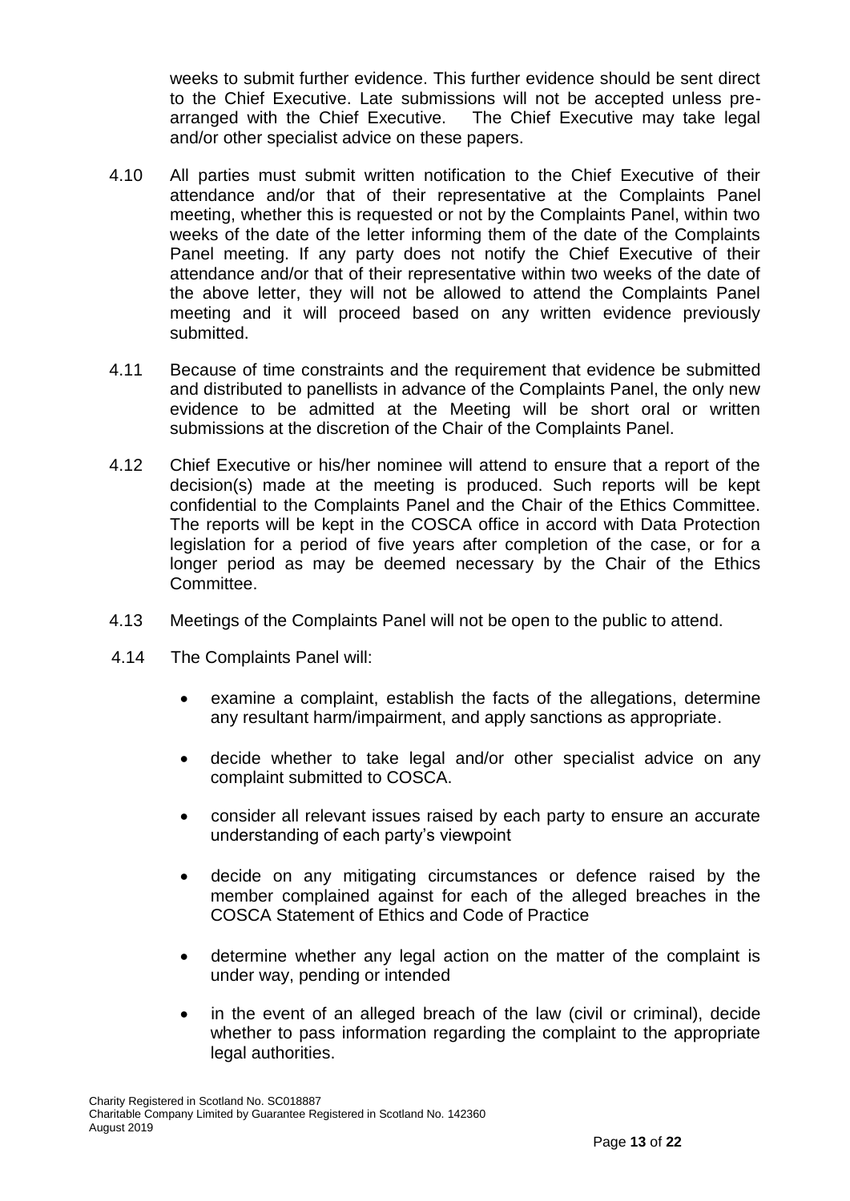weeks to submit further evidence. This further evidence should be sent direct to the Chief Executive. Late submissions will not be accepted unless pre-arranged with the Chief Executive. The Chief Executive may take legal and/or other specialist advice on these papers.

4.10 All parties must submit written notification to the Chief Executive of their attendance and/or that of their representative at the Complaints Panel meeting, whether this is requested or not by the Complaints Panel, within two weeks of the date of the letter informing them of the date of the Complaints Panel meeting. If any party does not notify the Chief Executive of their attendance and/or that of their representative within two weeks of the date of the above letter, they will not be allowed to attend the Complaints Panel meeting and it will proceed based on any written evidence previously submitted.

4.11 Because of time constraints and the requirement that evidence be submitted and distributed to panellists in advance of the Complaints Panel, the only new evidence to be admitted at the Meeting will be short oral or written submissions at the discretion of the Chair of the Complaints Panel.

4.12 Chief Executive or his/her nominee will attend to ensure that a report of the decision(s) made at the meeting is produced. Such reports will be kept confidential to the Complaints Panel and the Chair of the Ethics Committee. The reports will be kept in the COSCA office in accord with Data Protection legislation for a period of five years after completion of the case, or for a longer period as may be deemed necessary by the Chair of the Ethics Committee.

4.13 Meetings of the Complaints Panel will not be open to the public to attend.

4.14 The Complaints Panel will:

- examine a complaint, establish the facts of the allegations, determine any resultant harm/impairment, and apply sanctions as appropriate.
- decide whether to take legal and/or other specialist advice on any complaint submitted to COSCA.
- consider all relevant issues raised by each party to ensure an accurate understanding of each party's viewpoint
- decide on any mitigating circumstances or defence raised by the member complained against for each of the alleged breaches in the COSCA Statement of Ethics and Code of Practice
- determine whether any legal action on the matter of the complaint is under way, pending or intended
- in the event of an alleged breach of the law (civil or criminal), decide whether to pass information regarding the complaint to the appropriate legal authorities.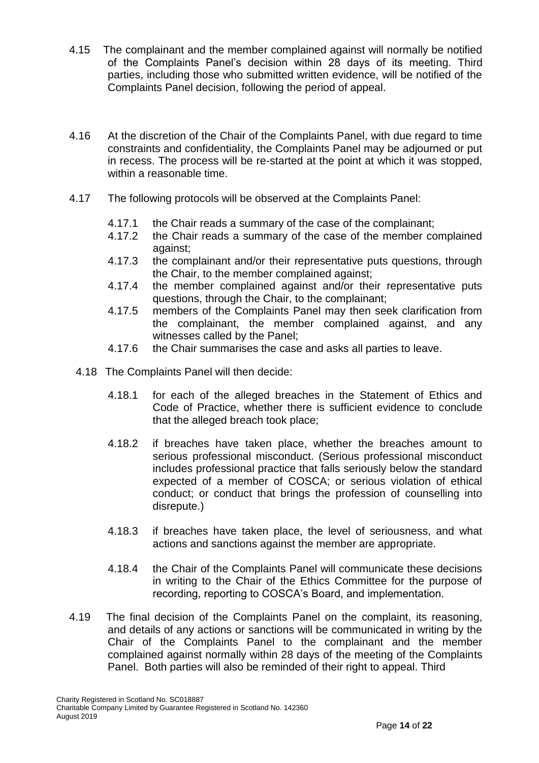4.15 The complainant and the member complained against will normally be notified of the Complaints Panel's decision within 28 days of its meeting. Third parties, including those who submitted written evidence, will be notified of the Complaints Panel decision, following the period of appeal.

4.16 At the discretion of the Chair of the Complaints Panel, with due regard to time constraints and confidentiality, the Complaints Panel may be adjourned or put in recess. The process will be re-started at the point at which it was stopped, within a reasonable time.

4.17 The following protocols will be observed at the Complaints Panel:

- 4.17.1 the Chair reads a summary of the case of the complainant;
- 4.17.2 the Chair reads a summary of the case of the member complained against;
- 4.17.3 the complainant and/or their representative puts questions, through the Chair, to the member complained against;
- 4.17.4 the member complained against and/or their representative puts questions, through the Chair, to the complainant;
- 4.17.5 members of the Complaints Panel may then seek clarification from the complainant, the member complained against, and any witnesses called by the Panel;
- 4.17.6 the Chair summarises the case and asks all parties to leave.

4.18 The Complaints Panel will then decide:

- 4.18.1 for each of the alleged breaches in the Statement of Ethics and Code of Practice, whether there is sufficient evidence to conclude that the alleged breach took place;

- 4.18.2 if breaches have taken place, whether the breaches amount to serious professional misconduct. (Serious professional misconduct includes professional practice that falls seriously below the standard expected of a member of COSCA; or serious violation of ethical conduct; or conduct that brings the profession of counselling into disrepute.)

- 4.18.3 if breaches have taken place, the level of seriousness, and what actions and sanctions against the member are appropriate.

- 4.18.4 the Chair of the Complaints Panel will communicate these decisions in writing to the Chair of the Ethics Committee for the purpose of recording, reporting to COSCA's Board, and implementation.

4.19 The final decision of the Complaints Panel on the complaint, its reasoning, and details of any actions or sanctions will be communicated in writing by the Chair of the Complaints Panel to the complainant and the member complained against normally within 28 days of the meeting of the Complaints Panel. Both parties will also be reminded of their right to appeal. Third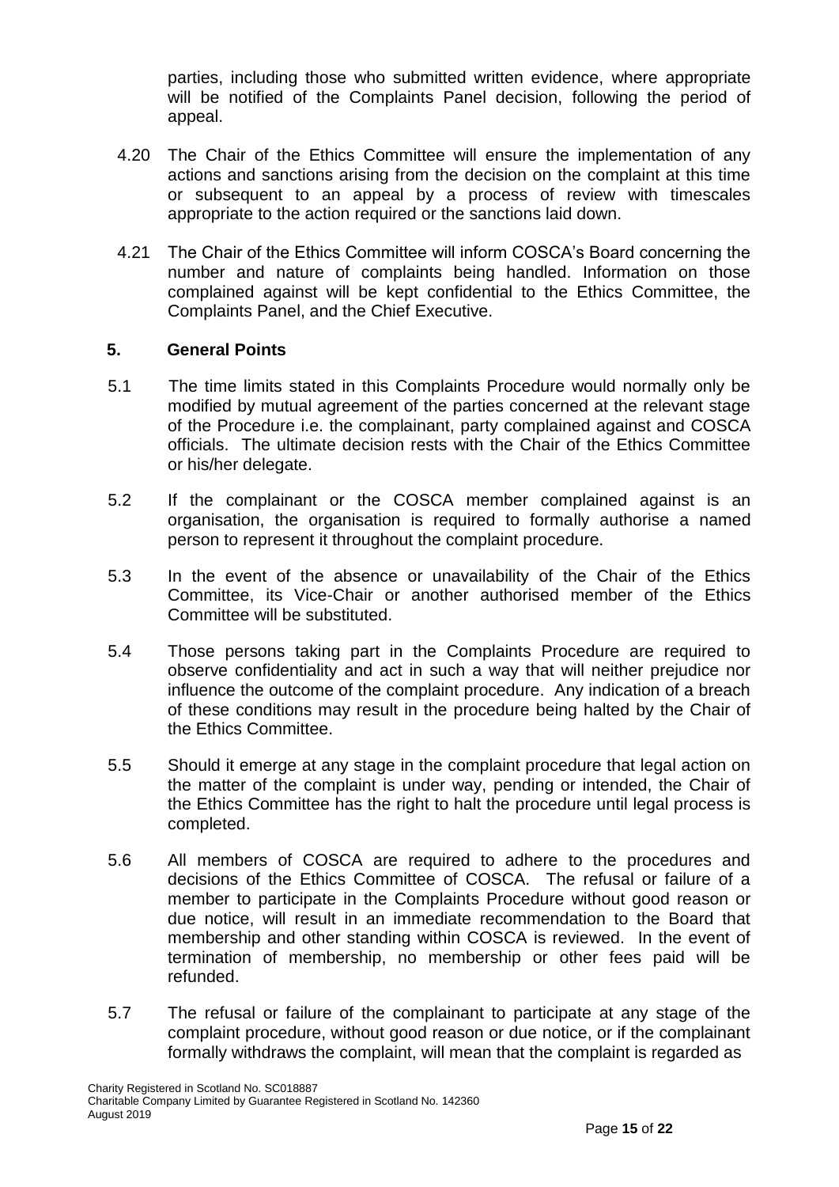parties, including those who submitted written evidence, where appropriate will be notified of the Complaints Panel decision, following the period of appeal.

4.20 The Chair of the Ethics Committee will ensure the implementation of any actions and sanctions arising from the decision on the complaint at this time or subsequent to an appeal by a process of review with timescales appropriate to the action required or the sanctions laid down.

4.21 The Chair of the Ethics Committee will inform COSCA's Board concerning the number and nature of complaints being handled. Information on those complained against will be kept confidential to the Ethics Committee, the Complaints Panel, and the Chief Executive.

## 5. General Points

5.1 The time limits stated in this Complaints Procedure would normally only be modified by mutual agreement of the parties concerned at the relevant stage of the Procedure i.e. the complainant, party complained against and COSCA officials. The ultimate decision rests with the Chair of the Ethics Committee or his/her delegate.

5.2 If the complainant or the COSCA member complained against is an organisation, the organisation is required to formally authorise a named person to represent it throughout the complaint procedure.

5.3 In the event of the absence or unavailability of the Chair of the Ethics Committee, its Vice-Chair or another authorised member of the Ethics Committee will be substituted.

5.4 Those persons taking part in the Complaints Procedure are required to observe confidentiality and act in such a way that will neither prejudice nor influence the outcome of the complaint procedure. Any indication of a breach of these conditions may result in the procedure being halted by the Chair of the Ethics Committee.

5.5 Should it emerge at any stage in the complaint procedure that legal action on the matter of the complaint is under way, pending or intended, the Chair of the Ethics Committee has the right to halt the procedure until legal process is completed.

5.6 All members of COSCA are required to adhere to the procedures and decisions of the Ethics Committee of COSCA. The refusal or failure of a member to participate in the Complaints Procedure without good reason or due notice, will result in an immediate recommendation to the Board that membership and other standing within COSCA is reviewed. In the event of termination of membership, no membership or other fees paid will be refunded.

5.7 The refusal or failure of the complainant to participate at any stage of the complaint procedure, without good reason or due notice, or if the complainant formally withdraws the complaint, will mean that the complaint is regarded as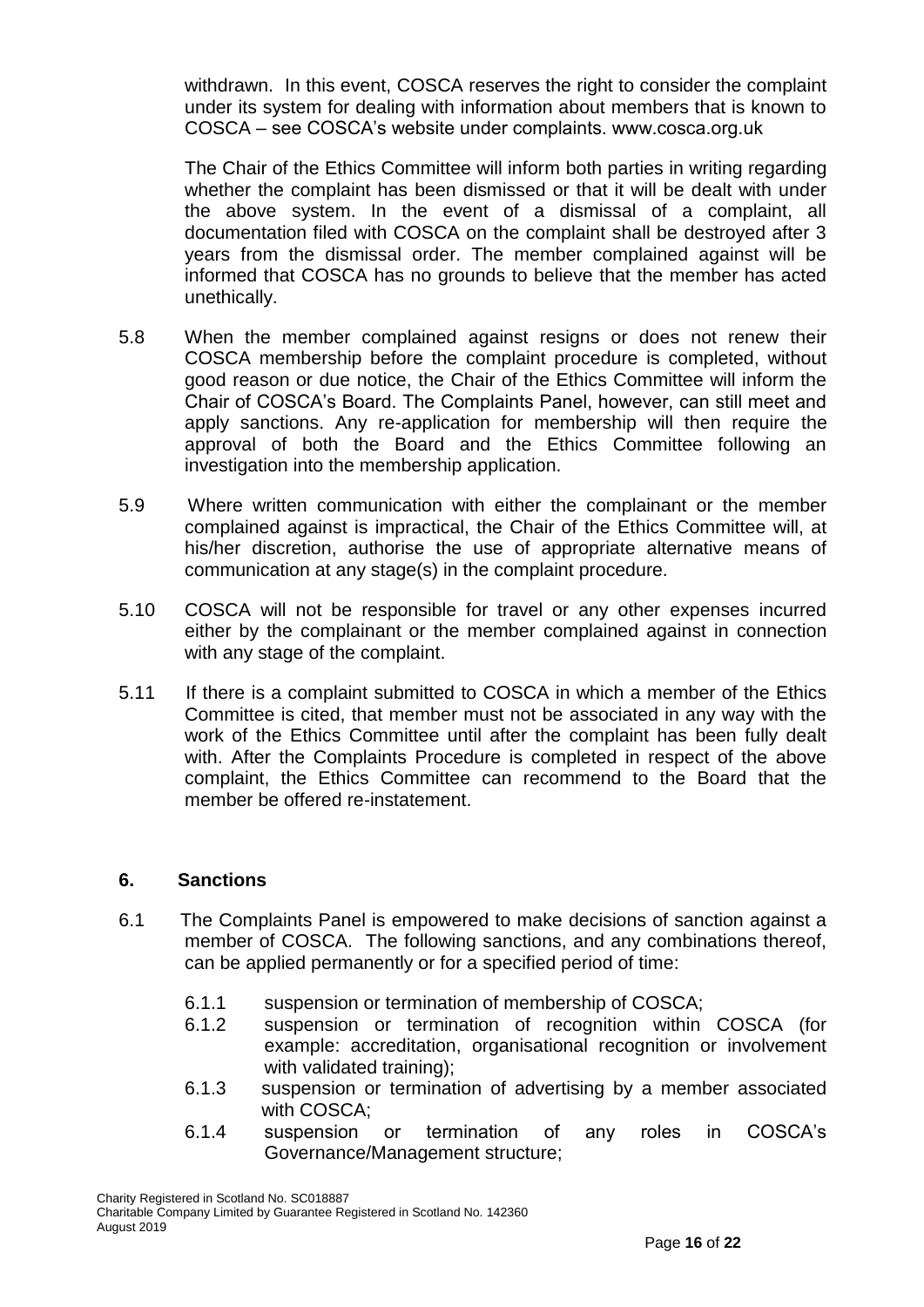withdrawn. In this event, COSCA reserves the right to consider the complaint under its system for dealing with information about members that is known to COSCA – see COSCA's website under complaints. www.cosca.org.uk

The Chair of the Ethics Committee will inform both parties in writing regarding whether the complaint has been dismissed or that it will be dealt with under the above system. In the event of a dismissal of a complaint, all documentation filed with COSCA on the complaint shall be destroyed after 3 years from the dismissal order. The member complained against will be informed that COSCA has no grounds to believe that the member has acted unethically.

5.8 When the member complained against resigns or does not renew their COSCA membership before the complaint procedure is completed, without good reason or due notice, the Chair of the Ethics Committee will inform the Chair of COSCA's Board. The Complaints Panel, however, can still meet and apply sanctions. Any re-application for membership will then require the approval of both the Board and the Ethics Committee following an investigation into the membership application.

5.9 Where written communication with either the complainant or the member complained against is impractical, the Chair of the Ethics Committee will, at his/her discretion, authorise the use of appropriate alternative means of communication at any stage(s) in the complaint procedure.

5.10 COSCA will not be responsible for travel or any other expenses incurred either by the complainant or the member complained against in connection with any stage of the complaint.

5.11 If there is a complaint submitted to COSCA in which a member of the Ethics Committee is cited, that member must not be associated in any way with the work of the Ethics Committee until after the complaint has been fully dealt with. After the Complaints Procedure is completed in respect of the above complaint, the Ethics Committee can recommend to the Board that the member be offered re-instatement.

## 6. Sanctions

6.1 The Complaints Panel is empowered to make decisions of sanction against a member of COSCA. The following sanctions, and any combinations thereof, can be applied permanently or for a specified period of time:

- 6.1.1 suspension or termination of membership of COSCA;
- 6.1.2 suspension or termination of recognition within COSCA (for example: accreditation, organisational recognition or involvement with validated training);
- 6.1.3 suspension or termination of advertising by a member associated with COSCA;
- 6.1.4 suspension or termination of any roles in COSCA's Governance/Management structure;

Charity Registered in Scotland No. SC018887
Charitable Company Limited by Guarantee Registered in Scotland No. 142360
August 2019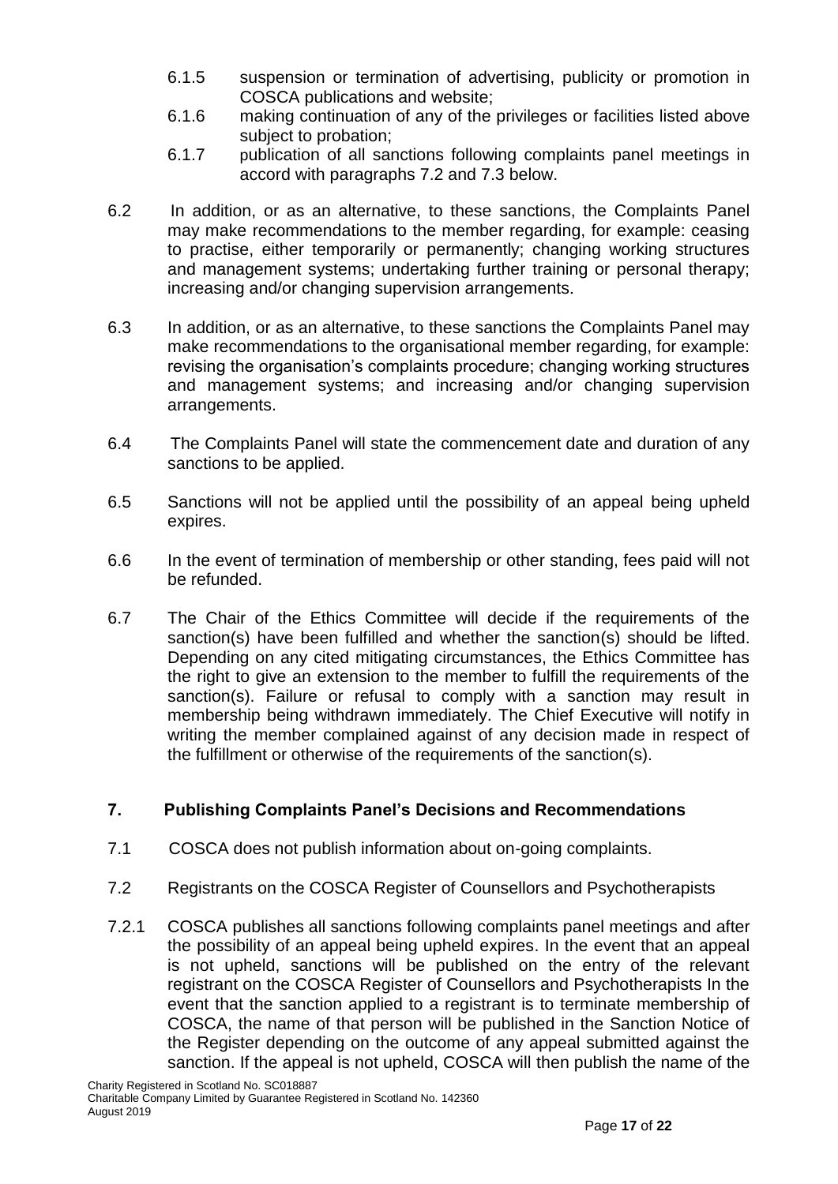6.1.5 suspension or termination of advertising, publicity or promotion in COSCA publications and website;

6.1.6 making continuation of any of the privileges or facilities listed above subject to probation;

6.1.7 publication of all sanctions following complaints panel meetings in accord with paragraphs 7.2 and 7.3 below.

6.2 In addition, or as an alternative, to these sanctions, the Complaints Panel may make recommendations to the member regarding, for example: ceasing to practise, either temporarily or permanently; changing working structures and management systems; undertaking further training or personal therapy; increasing and/or changing supervision arrangements.

6.3 In addition, or as an alternative, to these sanctions the Complaints Panel may make recommendations to the organisational member regarding, for example: revising the organisation's complaints procedure; changing working structures and management systems; and increasing and/or changing supervision arrangements.

6.4 The Complaints Panel will state the commencement date and duration of any sanctions to be applied.

6.5 Sanctions will not be applied until the possibility of an appeal being upheld expires.

6.6 In the event of termination of membership or other standing, fees paid will not be refunded.

6.7 The Chair of the Ethics Committee will decide if the requirements of the sanction(s) have been fulfilled and whether the sanction(s) should be lifted. Depending on any cited mitigating circumstances, the Ethics Committee has the right to give an extension to the member to fulfill the requirements of the sanction(s). Failure or refusal to comply with a sanction may result in membership being withdrawn immediately. The Chief Executive will notify in writing the member complained against of any decision made in respect of the fulfillment or otherwise of the requirements of the sanction(s).

## 7. Publishing Complaints Panel's Decisions and Recommendations

7.1 COSCA does not publish information about on-going complaints.

7.2 Registrants on the COSCA Register of Counsellors and Psychotherapists

7.2.1 COSCA publishes all sanctions following complaints panel meetings and after the possibility of an appeal being upheld expires. In the event that an appeal is not upheld, sanctions will be published on the entry of the relevant registrant on the COSCA Register of Counsellors and Psychotherapists In the event that the sanction applied to a registrant is to terminate membership of COSCA, the name of that person will be published in the Sanction Notice of the Register depending on the outcome of any appeal submitted against the sanction. If the appeal is not upheld, COSCA will then publish the name of the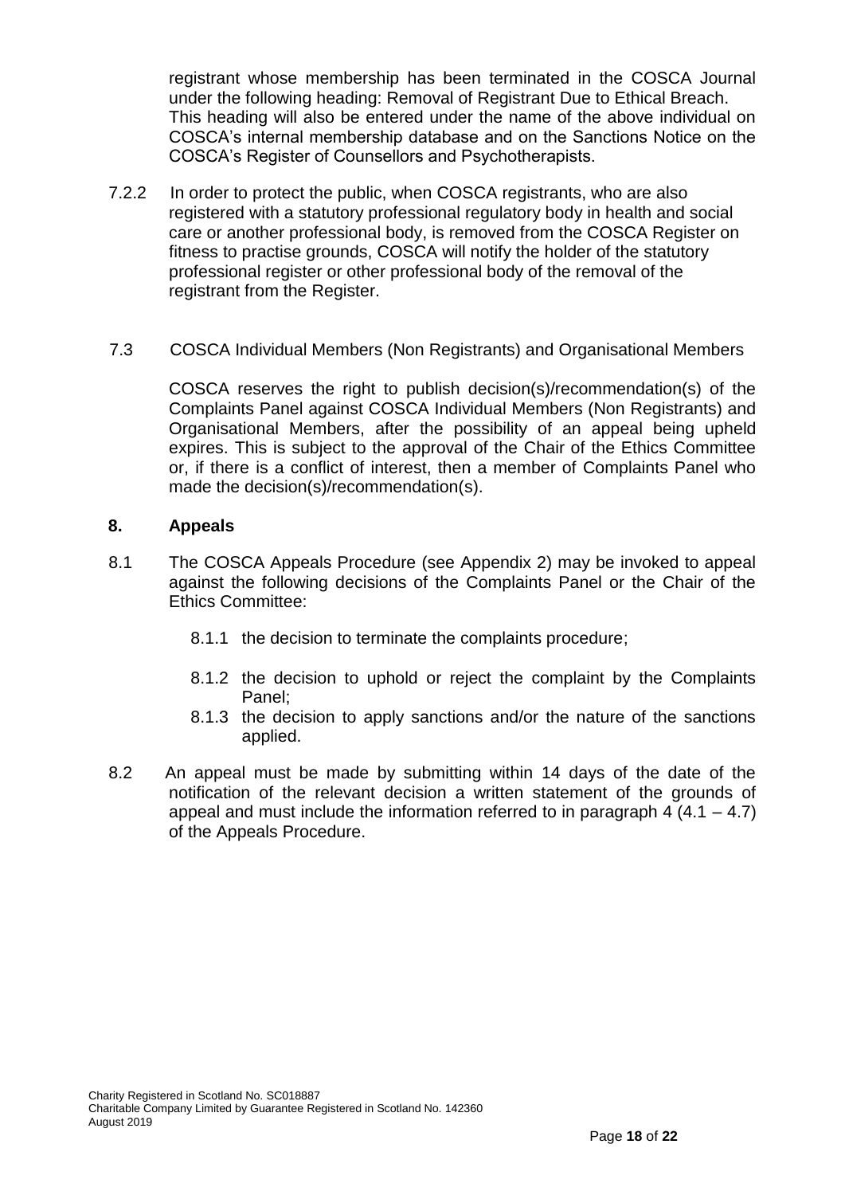registrant whose membership has been terminated in the COSCA Journal under the following heading: Removal of Registrant Due to Ethical Breach. This heading will also be entered under the name of the above individual on COSCA's internal membership database and on the Sanctions Notice on the COSCA's Register of Counsellors and Psychotherapists.

7.2.2 In order to protect the public, when COSCA registrants, who are also registered with a statutory professional regulatory body in health and social care or another professional body, is removed from the COSCA Register on fitness to practise grounds, COSCA will notify the holder of the statutory professional register or other professional body of the removal of the registrant from the Register.

7.3 COSCA Individual Members (Non Registrants) and Organisational Members

COSCA reserves the right to publish decision(s)/recommendation(s) of the Complaints Panel against COSCA Individual Members (Non Registrants) and Organisational Members, after the possibility of an appeal being upheld expires. This is subject to the approval of the Chair of the Ethics Committee or, if there is a conflict of interest, then a member of Complaints Panel who made the decision(s)/recommendation(s).

## 8. Appeals

8.1 The COSCA Appeals Procedure (see Appendix 2) may be invoked to appeal against the following decisions of the Complaints Panel or the Chair of the Ethics Committee:

8.1.1 the decision to terminate the complaints procedure;

8.1.2 the decision to uphold or reject the complaint by the Complaints Panel;

8.1.3 the decision to apply sanctions and/or the nature of the sanctions applied.

8.2 An appeal must be made by submitting within 14 days of the date of the notification of the relevant decision a written statement of the grounds of appeal and must include the information referred to in paragraph 4 (4.1 – 4.7) of the Appeals Procedure.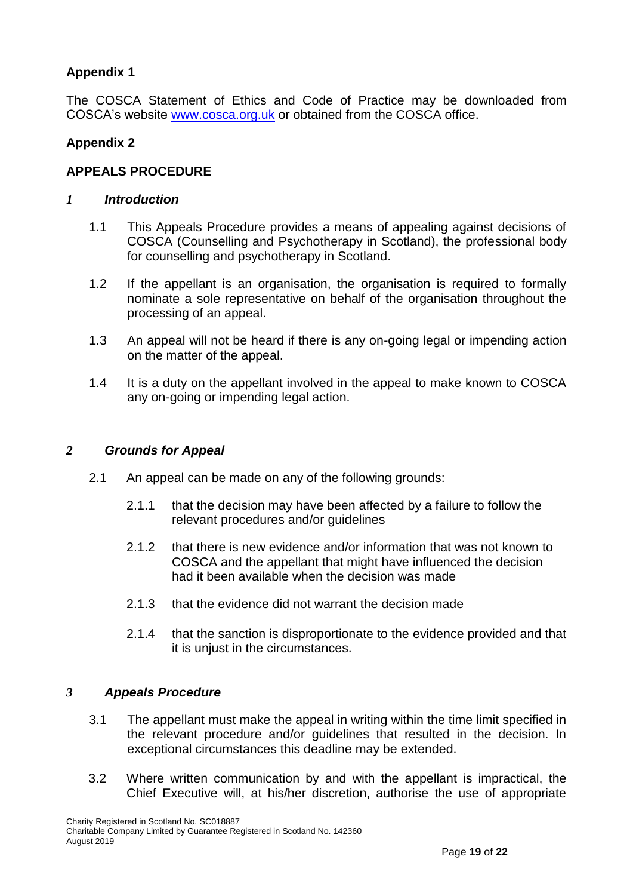## Appendix 1

The COSCA Statement of Ethics and Code of Practice may be downloaded from COSCA's website [www.cosca.org.uk](http://www.cosca.org.uk) or obtained from the COSCA office.

## Appendix 2

## APPEALS PROCEDURE

### *1 Introduction*

1.1 This Appeals Procedure provides a means of appealing against decisions of COSCA (Counselling and Psychotherapy in Scotland), the professional body for counselling and psychotherapy in Scotland.

1.2 If the appellant is an organisation, the organisation is required to formally nominate a sole representative on behalf of the organisation throughout the processing of an appeal.

1.3 An appeal will not be heard if there is any on-going legal or impending action on the matter of the appeal.

1.4 It is a duty on the appellant involved in the appeal to make known to COSCA any on-going or impending legal action.

### *2 Grounds for Appeal*

2.1 An appeal can be made on any of the following grounds:

2.1.1 that the decision may have been affected by a failure to follow the relevant procedures and/or guidelines

2.1.2 that there is new evidence and/or information that was not known to COSCA and the appellant that might have influenced the decision had it been available when the decision was made

2.1.3 that the evidence did not warrant the decision made

2.1.4 that the sanction is disproportionate to the evidence provided and that it is unjust in the circumstances.

### *3 Appeals Procedure*

3.1 The appellant must make the appeal in writing within the time limit specified in the relevant procedure and/or guidelines that resulted in the decision. In exceptional circumstances this deadline may be extended.

3.2 Where written communication by and with the appellant is impractical, the Chief Executive will, at his/her discretion, authorise the use of appropriate

Charity Registered in Scotland No. SC018887
Charitable Company Limited by Guarantee Registered in Scotland No. 142360
August 2019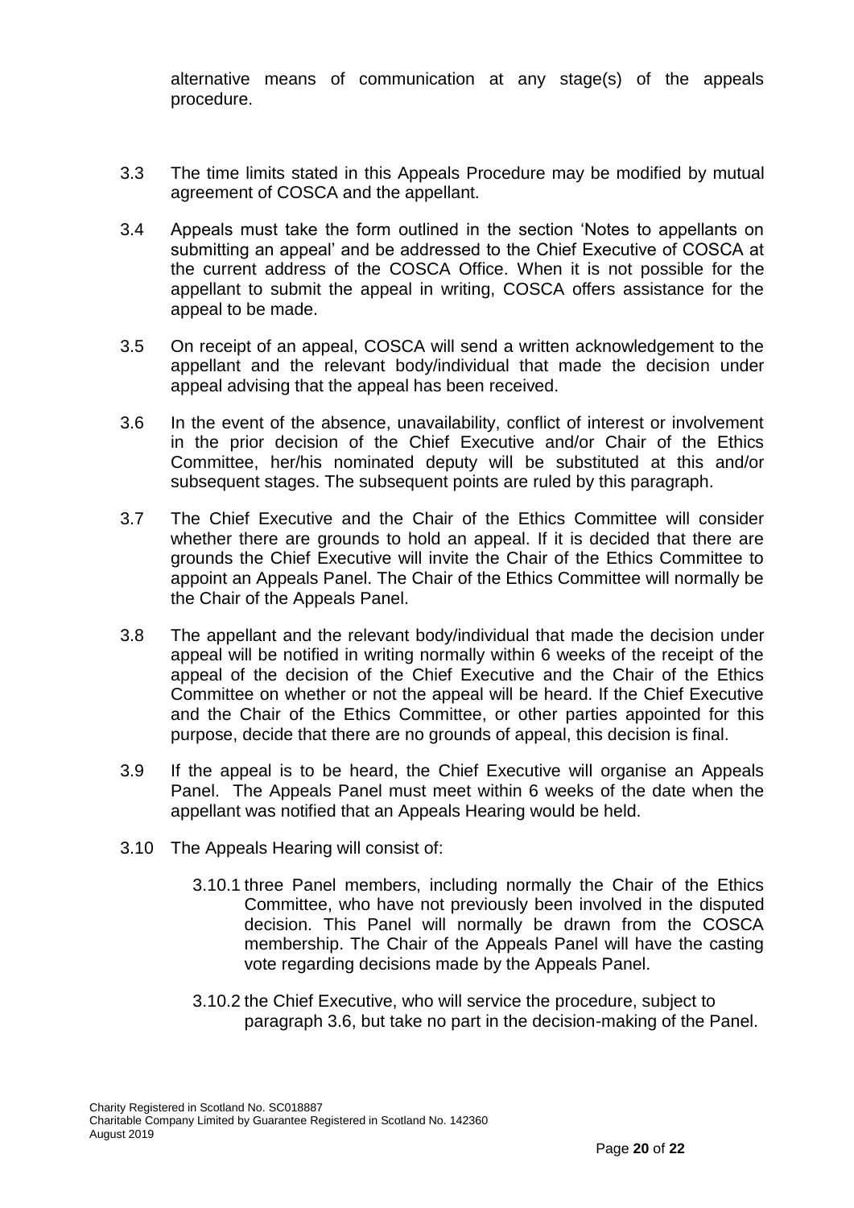alternative means of communication at any stage(s) of the appeals procedure.

3.3 The time limits stated in this Appeals Procedure may be modified by mutual agreement of COSCA and the appellant.

3.4 Appeals must take the form outlined in the section 'Notes to appellants on submitting an appeal' and be addressed to the Chief Executive of COSCA at the current address of the COSCA Office. When it is not possible for the appellant to submit the appeal in writing, COSCA offers assistance for the appeal to be made.

3.5 On receipt of an appeal, COSCA will send a written acknowledgement to the appellant and the relevant body/individual that made the decision under appeal advising that the appeal has been received.

3.6 In the event of the absence, unavailability, conflict of interest or involvement in the prior decision of the Chief Executive and/or Chair of the Ethics Committee, her/his nominated deputy will be substituted at this and/or subsequent stages. The subsequent points are ruled by this paragraph.

3.7 The Chief Executive and the Chair of the Ethics Committee will consider whether there are grounds to hold an appeal. If it is decided that there are grounds the Chief Executive will invite the Chair of the Ethics Committee to appoint an Appeals Panel. The Chair of the Ethics Committee will normally be the Chair of the Appeals Panel.

3.8 The appellant and the relevant body/individual that made the decision under appeal will be notified in writing normally within 6 weeks of the receipt of the appeal of the decision of the Chief Executive and the Chair of the Ethics Committee on whether or not the appeal will be heard. If the Chief Executive and the Chair of the Ethics Committee, or other parties appointed for this purpose, decide that there are no grounds of appeal, this decision is final.

3.9 If the appeal is to be heard, the Chief Executive will organise an Appeals Panel. The Appeals Panel must meet within 6 weeks of the date when the appellant was notified that an Appeals Hearing would be held.

3.10 The Appeals Hearing will consist of:

3.10.1 three Panel members, including normally the Chair of the Ethics Committee, who have not previously been involved in the disputed decision. This Panel will normally be drawn from the COSCA membership. The Chair of the Appeals Panel will have the casting vote regarding decisions made by the Appeals Panel.

3.10.2 the Chief Executive, who will service the procedure, subject to paragraph 3.6, but take no part in the decision-making of the Panel.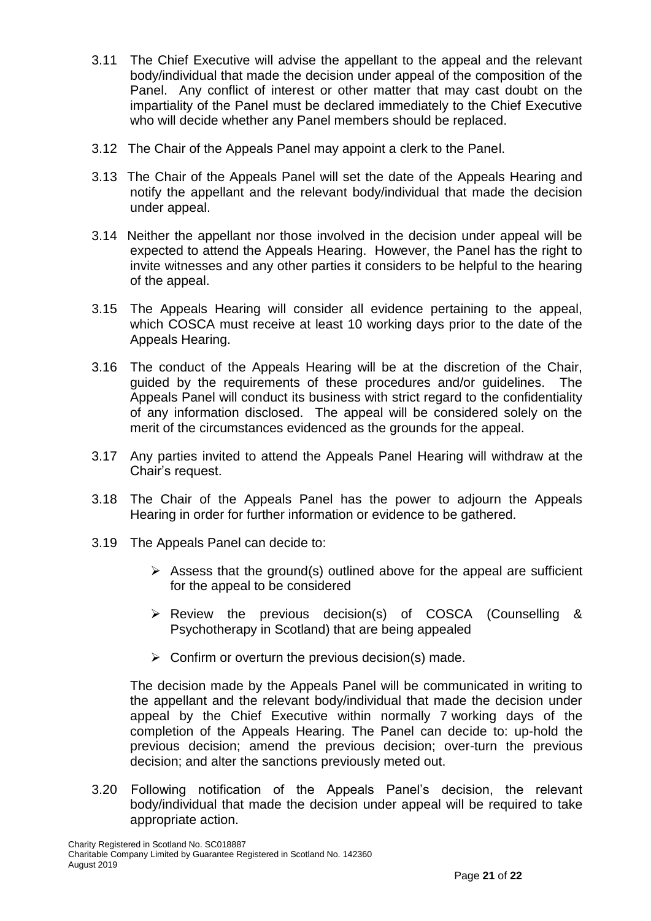3.11 The Chief Executive will advise the appellant to the appeal and the relevant body/individual that made the decision under appeal of the composition of the Panel. Any conflict of interest or other matter that may cast doubt on the impartiality of the Panel must be declared immediately to the Chief Executive who will decide whether any Panel members should be replaced.

3.12 The Chair of the Appeals Panel may appoint a clerk to the Panel.

3.13 The Chair of the Appeals Panel will set the date of the Appeals Hearing and notify the appellant and the relevant body/individual that made the decision under appeal.

3.14 Neither the appellant nor those involved in the decision under appeal will be expected to attend the Appeals Hearing. However, the Panel has the right to invite witnesses and any other parties it considers to be helpful to the hearing of the appeal.

3.15 The Appeals Hearing will consider all evidence pertaining to the appeal, which COSCA must receive at least 10 working days prior to the date of the Appeals Hearing.

3.16 The conduct of the Appeals Hearing will be at the discretion of the Chair, guided by the requirements of these procedures and/or guidelines. The Appeals Panel will conduct its business with strict regard to the confidentiality of any information disclosed. The appeal will be considered solely on the merit of the circumstances evidenced as the grounds for the appeal.

3.17 Any parties invited to attend the Appeals Panel Hearing will withdraw at the Chair's request.

3.18 The Chair of the Appeals Panel has the power to adjourn the Appeals Hearing in order for further information or evidence to be gathered.

3.19 The Appeals Panel can decide to:

- Assess that the ground(s) outlined above for the appeal are sufficient for the appeal to be considered
- Review the previous decision(s) of COSCA (Counselling & Psychotherapy in Scotland) that are being appealed
- Confirm or overturn the previous decision(s) made.

The decision made by the Appeals Panel will be communicated in writing to the appellant and the relevant body/individual that made the decision under appeal by the Chief Executive within normally 7 working days of the completion of the Appeals Hearing. The Panel can decide to: up-hold the previous decision; amend the previous decision; over-turn the previous decision; and alter the sanctions previously meted out.

3.20 Following notification of the Appeals Panel's decision, the relevant body/individual that made the decision under appeal will be required to take appropriate action.

Charity Registered in Scotland No. SC018887
Charitable Company Limited by Guarantee Registered in Scotland No. 142360
August 2019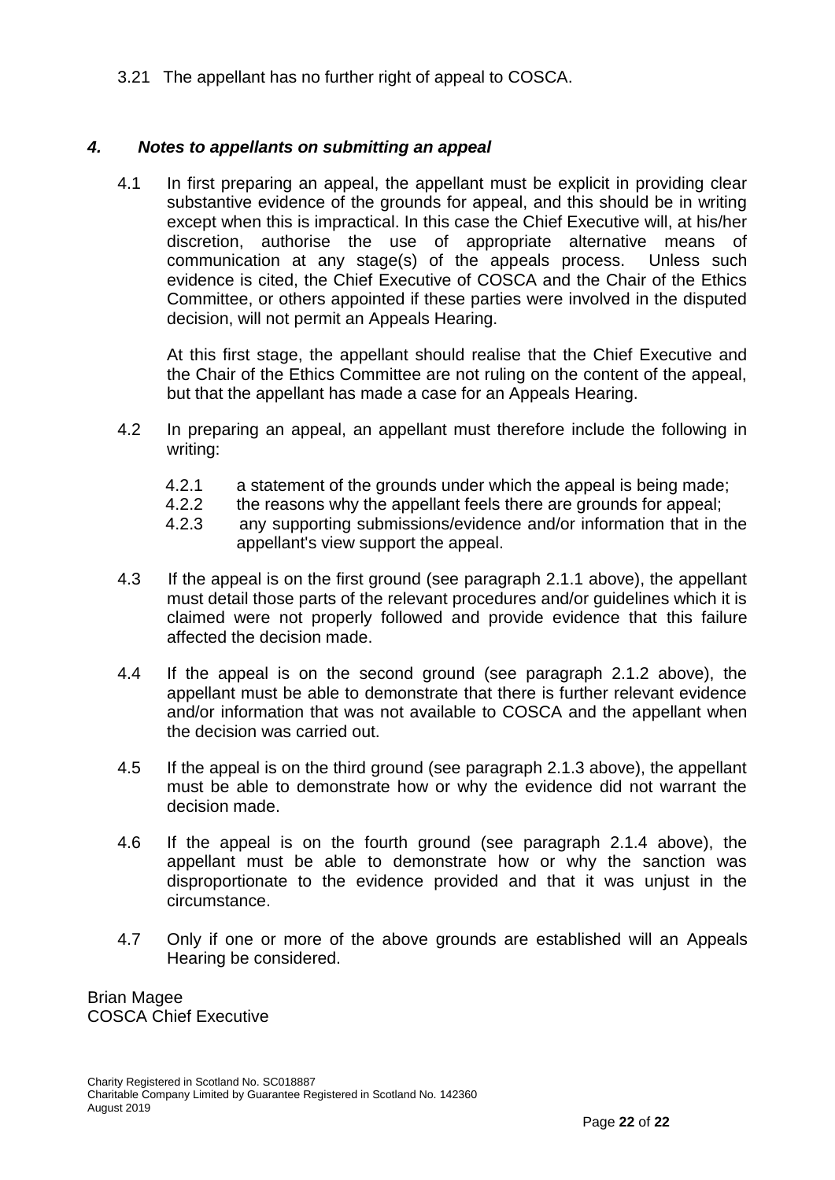3.21 The appellant has no further right of appeal to COSCA.

## *4. Notes to appellants on submitting an appeal*

4.1 In first preparing an appeal, the appellant must be explicit in providing clear substantive evidence of the grounds for appeal, and this should be in writing except when this is impractical. In this case the Chief Executive will, at his/her discretion, authorise the use of appropriate alternative means of communication at any stage(s) of the appeals process. Unless such evidence is cited, the Chief Executive of COSCA and the Chair of the Ethics Committee, or others appointed if these parties were involved in the disputed decision, will not permit an Appeals Hearing.

At this first stage, the appellant should realise that the Chief Executive and the Chair of the Ethics Committee are not ruling on the content of the appeal, but that the appellant has made a case for an Appeals Hearing.

4.2 In preparing an appeal, an appellant must therefore include the following in writing:

4.2.1 a statement of the grounds under which the appeal is being made;
4.2.2 the reasons why the appellant feels there are grounds for appeal;
4.2.3 any supporting submissions/evidence and/or information that in the appellant's view support the appeal.

4.3 If the appeal is on the first ground (see paragraph 2.1.1 above), the appellant must detail those parts of the relevant procedures and/or guidelines which it is claimed were not properly followed and provide evidence that this failure affected the decision made.

4.4 If the appeal is on the second ground (see paragraph 2.1.2 above), the appellant must be able to demonstrate that there is further relevant evidence and/or information that was not available to COSCA and the appellant when the decision was carried out.

4.5 If the appeal is on the third ground (see paragraph 2.1.3 above), the appellant must be able to demonstrate how or why the evidence did not warrant the decision made.

4.6 If the appeal is on the fourth ground (see paragraph 2.1.4 above), the appellant must be able to demonstrate how or why the sanction was disproportionate to the evidence provided and that it was unjust in the circumstance.

4.7 Only if one or more of the above grounds are established will an Appeals Hearing be considered.

Brian Magee
COSCA Chief Executive

Charity Registered in Scotland No. SC018887
Charitable Company Limited by Guarantee Registered in Scotland No. 142360
August 2019